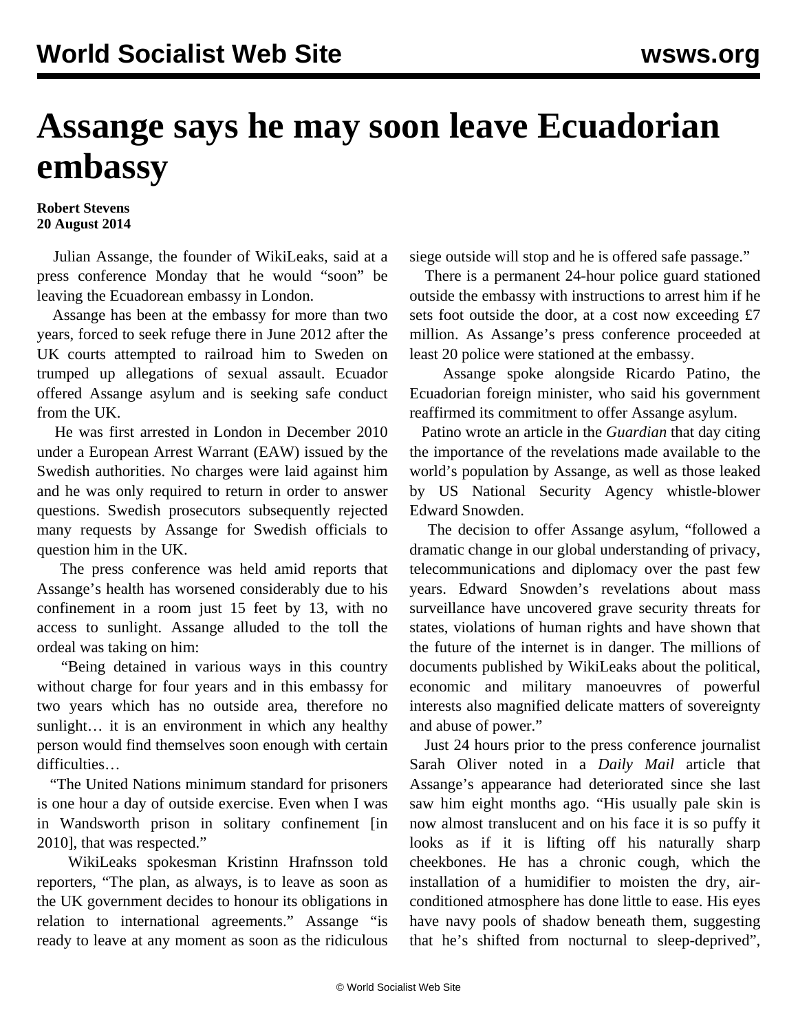# Assange says he may soon leave Ecuadorian embassy

**Robert Stevens**
**20 August 2014**

Julian Assange, the founder of WikiLeaks, said at a press conference Monday that he would "soon" be leaving the Ecuadorean embassy in London.

Assange has been at the embassy for more than two years, forced to seek refuge there in June 2012 after the UK courts attempted to railroad him to Sweden on trumped up allegations of sexual assault. Ecuador offered Assange asylum and is seeking safe conduct from the UK.

He was first arrested in London in December 2010 under a European Arrest Warrant (EAW) issued by the Swedish authorities. No charges were laid against him and he was only required to return in order to answer questions. Swedish prosecutors subsequently rejected many requests by Assange for Swedish officials to question him in the UK.

The press conference was held amid reports that Assange's health has worsened considerably due to his confinement in a room just 15 feet by 13, with no access to sunlight. Assange alluded to the toll the ordeal was taking on him:

"Being detained in various ways in this country without charge for four years and in this embassy for two years which has no outside area, therefore no sunlight… it is an environment in which any healthy person would find themselves soon enough with certain difficulties…

"The United Nations minimum standard for prisoners is one hour a day of outside exercise. Even when I was in Wandsworth prison in solitary confinement [in 2010], that was respected."

WikiLeaks spokesman Kristinn Hrafnsson told reporters, "The plan, as always, is to leave as soon as the UK government decides to honour its obligations in relation to international agreements." Assange "is ready to leave at any moment as soon as the ridiculous siege outside will stop and he is offered safe passage."

There is a permanent 24-hour police guard stationed outside the embassy with instructions to arrest him if he sets foot outside the door, at a cost now exceeding £7 million. As Assange's press conference proceeded at least 20 police were stationed at the embassy.

Assange spoke alongside Ricardo Patino, the Ecuadorian foreign minister, who said his government reaffirmed its commitment to offer Assange asylum.

Patino wrote an article in the *Guardian* that day citing the importance of the revelations made available to the world's population by Assange, as well as those leaked by US National Security Agency whistle-blower Edward Snowden.

The decision to offer Assange asylum, "followed a dramatic change in our global understanding of privacy, telecommunications and diplomacy over the past few years. Edward Snowden's revelations about mass surveillance have uncovered grave security threats for states, violations of human rights and have shown that the future of the internet is in danger. The millions of documents published by WikiLeaks about the political, economic and military manoeuvres of powerful interests also magnified delicate matters of sovereignty and abuse of power."

Just 24 hours prior to the press conference journalist Sarah Oliver noted in a *Daily Mail* article that Assange's appearance had deteriorated since she last saw him eight months ago. "His usually pale skin is now almost translucent and on his face it is so puffy it looks as if it is lifting off his naturally sharp cheekbones. He has a chronic cough, which the installation of a humidifier to moisten the dry, air-conditioned atmosphere has done little to ease. His eyes have navy pools of shadow beneath them, suggesting that he's shifted from nocturnal to sleep-deprived",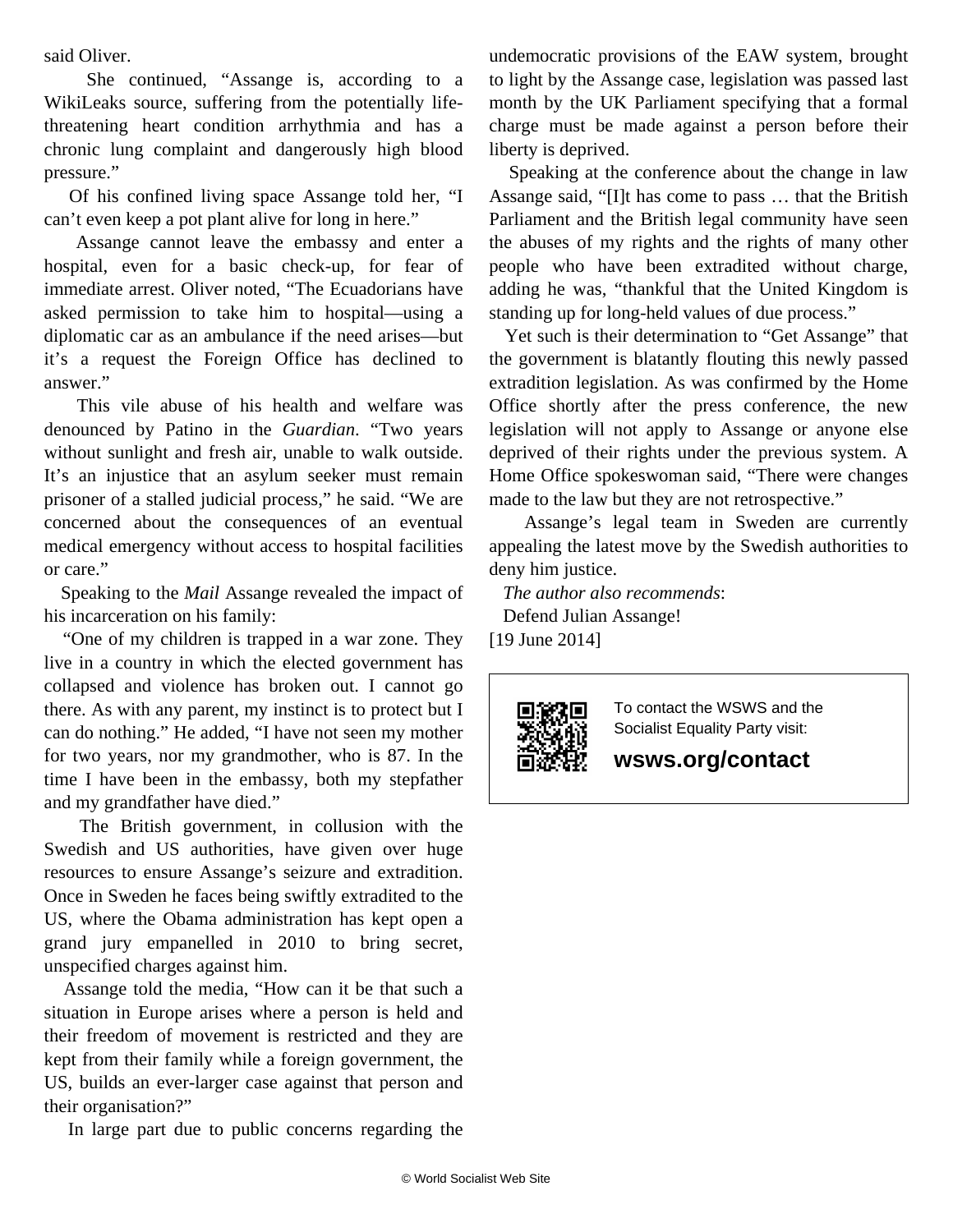said Oliver.

She continued, “Assange is, according to a WikiLeaks source, suffering from the potentially life-threatening heart condition arrhythmia and has a chronic lung complaint and dangerously high blood pressure.”

Of his confined living space Assange told her, “I can’t even keep a pot plant alive for long in here.”

Assange cannot leave the embassy and enter a hospital, even for a basic check-up, for fear of immediate arrest. Oliver noted, “The Ecuadorians have asked permission to take him to hospital—using a diplomatic car as an ambulance if the need arises—but it’s a request the Foreign Office has declined to answer.”

This vile abuse of his health and welfare was denounced by Patino in the *Guardian*. “Two years without sunlight and fresh air, unable to walk outside. It’s an injustice that an asylum seeker must remain prisoner of a stalled judicial process,” he said. “We are concerned about the consequences of an eventual medical emergency without access to hospital facilities or care.”

Speaking to the *Mail* Assange revealed the impact of his incarceration on his family:

“One of my children is trapped in a war zone. They live in a country in which the elected government has collapsed and violence has broken out. I cannot go there. As with any parent, my instinct is to protect but I can do nothing.” He added, “I have not seen my mother for two years, nor my grandmother, who is 87. In the time I have been in the embassy, both my stepfather and my grandfather have died.”

The British government, in collusion with the Swedish and US authorities, have given over huge resources to ensure Assange’s seizure and extradition. Once in Sweden he faces being swiftly extradited to the US, where the Obama administration has kept open a grand jury empanelled in 2010 to bring secret, unspecified charges against him.

Assange told the media, “How can it be that such a situation in Europe arises where a person is held and their freedom of movement is restricted and they are kept from their family while a foreign government, the US, builds an ever-larger case against that person and their organisation?”

In large part due to public concerns regarding the undemocratic provisions of the EAW system, brought to light by the Assange case, legislation was passed last month by the UK Parliament specifying that a formal charge must be made against a person before their liberty is deprived.

Speaking at the conference about the change in law Assange said, “[I]t has come to pass … that the British Parliament and the British legal community have seen the abuses of my rights and the rights of many other people who have been extradited without charge, adding he was, “thankful that the United Kingdom is standing up for long-held values of due process.”

Yet such is their determination to “Get Assange” that the government is blatantly flouting this newly passed extradition legislation. As was confirmed by the Home Office shortly after the press conference, the new legislation will not apply to Assange or anyone else deprived of their rights under the previous system. A Home Office spokeswoman said, “There were changes made to the law but they are not retrospective.”

Assange’s legal team in Sweden are currently appealing the latest move by the Swedish authorities to deny him justice.

*The author also recommends*:

Defend Julian Assange!

[19 June 2014]

To contact the WSWS and the Socialist Equality Party visit:

**wsws.org/contact**